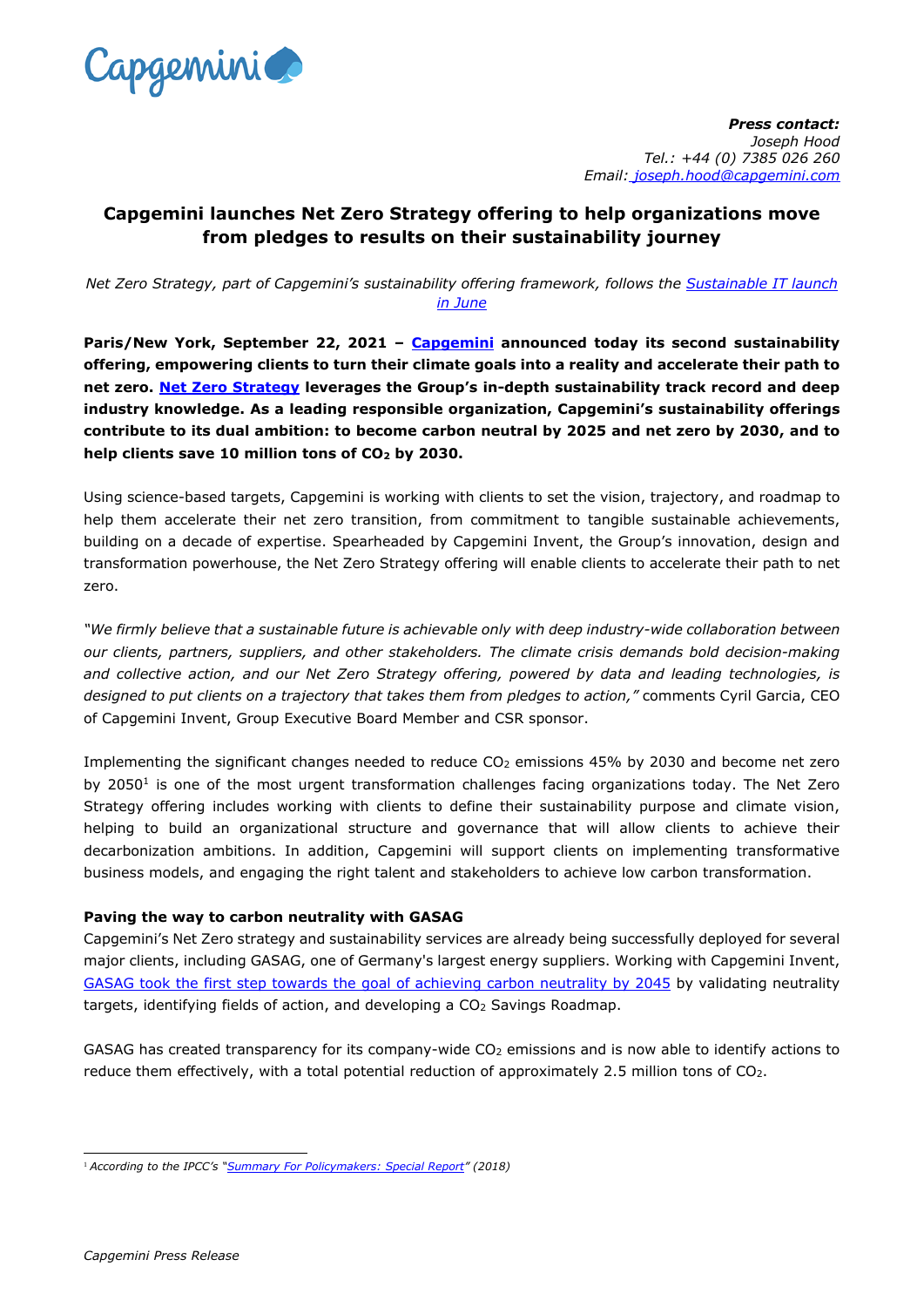***Press contact:***
*Joseph Hood*
*Tel.: +44 (0) 7385 026 260*
*Email: joseph.hood@capgemini.com*

# Capgemini launches Net Zero Strategy offering to help organizations move from pledges to results on their sustainability journey

*Net Zero Strategy, part of Capgemini's sustainability offering framework, follows the Sustainable IT launch in June*

**Paris/New York, September 22, 2021 – Capgemini announced today its second sustainability offering, empowering clients to turn their climate goals into a reality and accelerate their path to net zero. Net Zero Strategy leverages the Group's in-depth sustainability track record and deep industry knowledge. As a leading responsible organization, Capgemini's sustainability offerings contribute to its dual ambition: to become carbon neutral by 2025 and net zero by 2030, and to help clients save 10 million tons of $CO_2$ by 2030.**

Using science-based targets, Capgemini is working with clients to set the vision, trajectory, and roadmap to help them accelerate their net zero transition, from commitment to tangible sustainable achievements, building on a decade of expertise. Spearheaded by Capgemini Invent, the Group's innovation, design and transformation powerhouse, the Net Zero Strategy offering will enable clients to accelerate their path to net zero.

*"We firmly believe that a sustainable future is achievable only with deep industry-wide collaboration between our clients, partners, suppliers, and other stakeholders. The climate crisis demands bold decision-making and collective action, and our Net Zero Strategy offering, powered by data and leading technologies, is designed to put clients on a trajectory that takes them from pledges to action,"* comments Cyril Garcia, CEO of Capgemini Invent, Group Executive Board Member and CSR sponsor.

Implementing the significant changes needed to reduce $CO_2$ emissions 45% by 2030 and become net zero by 2050[1] is one of the most urgent transformation challenges facing organizations today. The Net Zero Strategy offering includes working with clients to define their sustainability purpose and climate vision, helping to build an organizational structure and governance that will allow clients to achieve their decarbonization ambitions. In addition, Capgemini will support clients on implementing transformative business models, and engaging the right talent and stakeholders to achieve low carbon transformation.

### Paving the way to carbon neutrality with GASAG

Capgemini's Net Zero strategy and sustainability services are already being successfully deployed for several major clients, including GASAG, one of Germany's largest energy suppliers. Working with Capgemini Invent, GASAG took the first step towards the goal of achieving carbon neutrality by 2045 by validating neutrality targets, identifying fields of action, and developing a $CO_2$ Savings Roadmap.

GASAG has created transparency for its company-wide $CO_2$ emissions and is now able to identify actions to reduce them effectively, with a total potential reduction of approximately 2.5 million tons of $CO_2$.

[1] *According to the IPCC's "Summary For Policymakers: Special Report" (2018)*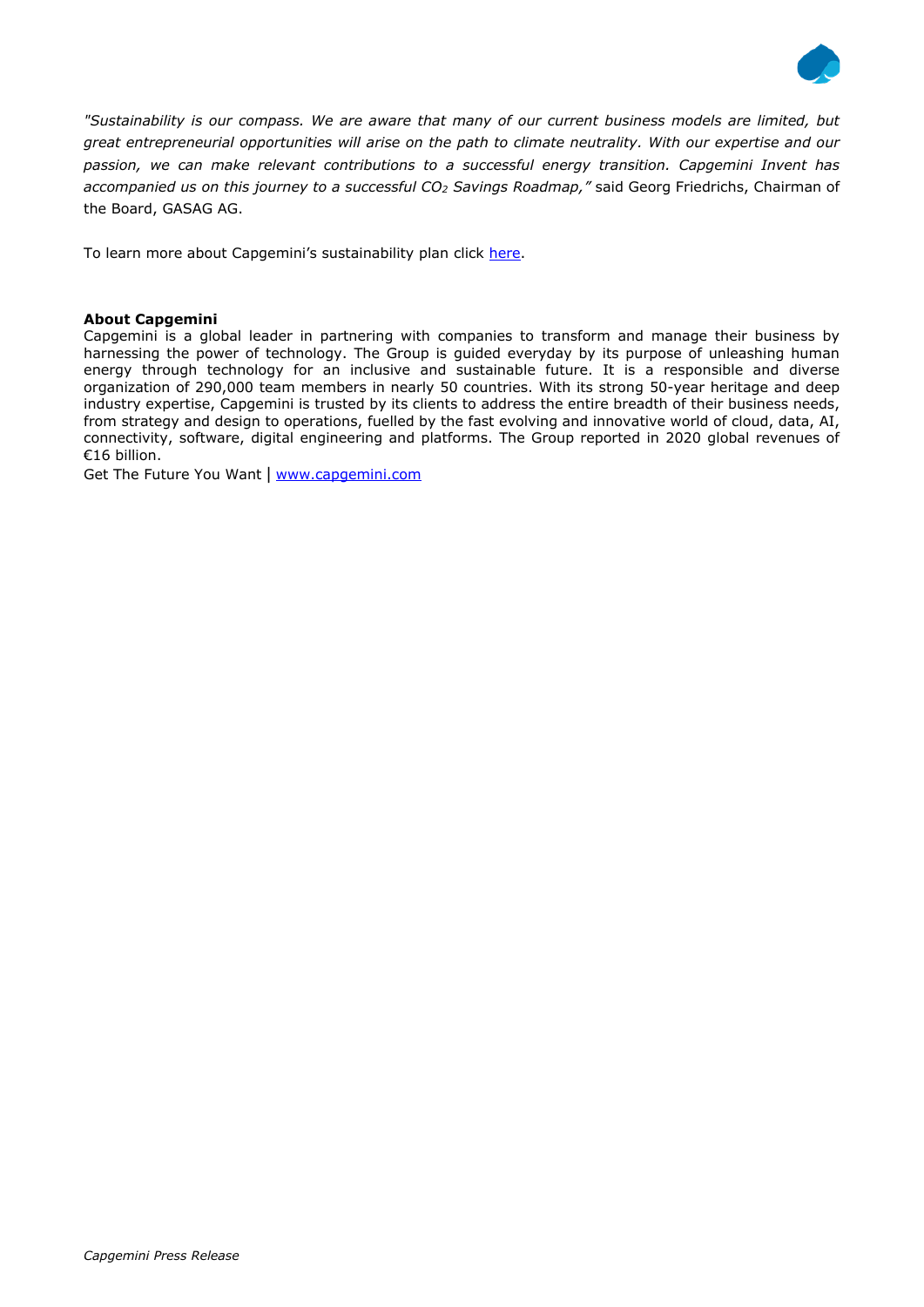*"Sustainability is our compass. We are aware that many of our current business models are limited, but great entrepreneurial opportunities will arise on the path to climate neutrality. With our expertise and our passion, we can make relevant contributions to a successful energy transition. Capgemini Invent has accompanied us on this journey to a successful $CO_2$ Savings Roadmap,"* said Georg Friedrichs, Chairman of the Board, GASAG AG.

To learn more about Capgemini's sustainability plan click here.

**About Capgemini**

Capgemini is a global leader in partnering with companies to transform and manage their business by harnessing the power of technology. The Group is guided everyday by its purpose of unleashing human energy through technology for an inclusive and sustainable future. It is a responsible and diverse organization of 290,000 team members in nearly 50 countries. With its strong 50-year heritage and deep industry expertise, Capgemini is trusted by its clients to address the entire breadth of their business needs, from strategy and design to operations, fuelled by the fast evolving and innovative world of cloud, data, AI, connectivity, software, digital engineering and platforms. The Group reported in 2020 global revenues of €16 billion.

Get The Future You Want | www.capgemini.com